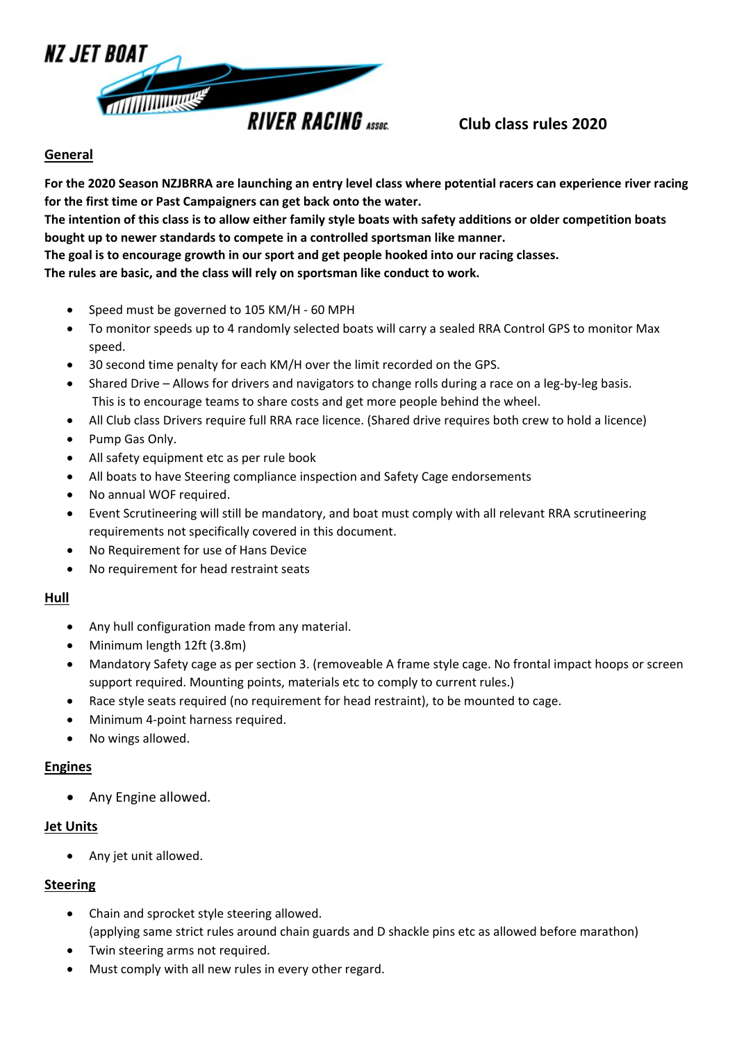NZ JET BOAT RIVER RACING ASSOC.

# Club class rules 2020

## General

**For the 2020 Season NZJBRRA are launching an entry level class where potential racers can experience river racing for the first time or Past Campaigners can get back onto the water.**
**The intention of this class is to allow either family style boats with safety additions or older competition boats bought up to newer standards to compete in a controlled sportsman like manner.**
**The goal is to encourage growth in our sport and get people hooked into our racing classes.**
**The rules are basic, and the class will rely on sportsman like conduct to work.**

- Speed must be governed to 105 KM/H - 60 MPH
- To monitor speeds up to 4 randomly selected boats will carry a sealed RRA Control GPS to monitor Max speed.
- 30 second time penalty for each KM/H over the limit recorded on the GPS.
- Shared Drive – Allows for drivers and navigators to change rolls during a race on a leg-by-leg basis. This is to encourage teams to share costs and get more people behind the wheel.
- All Club class Drivers require full RRA race licence. (Shared drive requires both crew to hold a licence)
- Pump Gas Only.
- All safety equipment etc as per rule book
- All boats to have Steering compliance inspection and Safety Cage endorsements
- No annual WOF required.
- Event Scrutineering will still be mandatory, and boat must comply with all relevant RRA scrutineering requirements not specifically covered in this document.
- No Requirement for use of Hans Device
- No requirement for head restraint seats

## Hull

- Any hull configuration made from any material.
- Minimum length 12ft (3.8m)
- Mandatory Safety cage as per section 3. (removeable A frame style cage. No frontal impact hoops or screen support required. Mounting points, materials etc to comply to current rules.)
- Race style seats required (no requirement for head restraint), to be mounted to cage.
- Minimum 4-point harness required.
- No wings allowed.

## Engines

- Any Engine allowed.

## Jet Units

- Any jet unit allowed.

## Steering

- Chain and sprocket style steering allowed.
  (applying same strict rules around chain guards and D shackle pins etc as allowed before marathon)
- Twin steering arms not required.
- Must comply with all new rules in every other regard.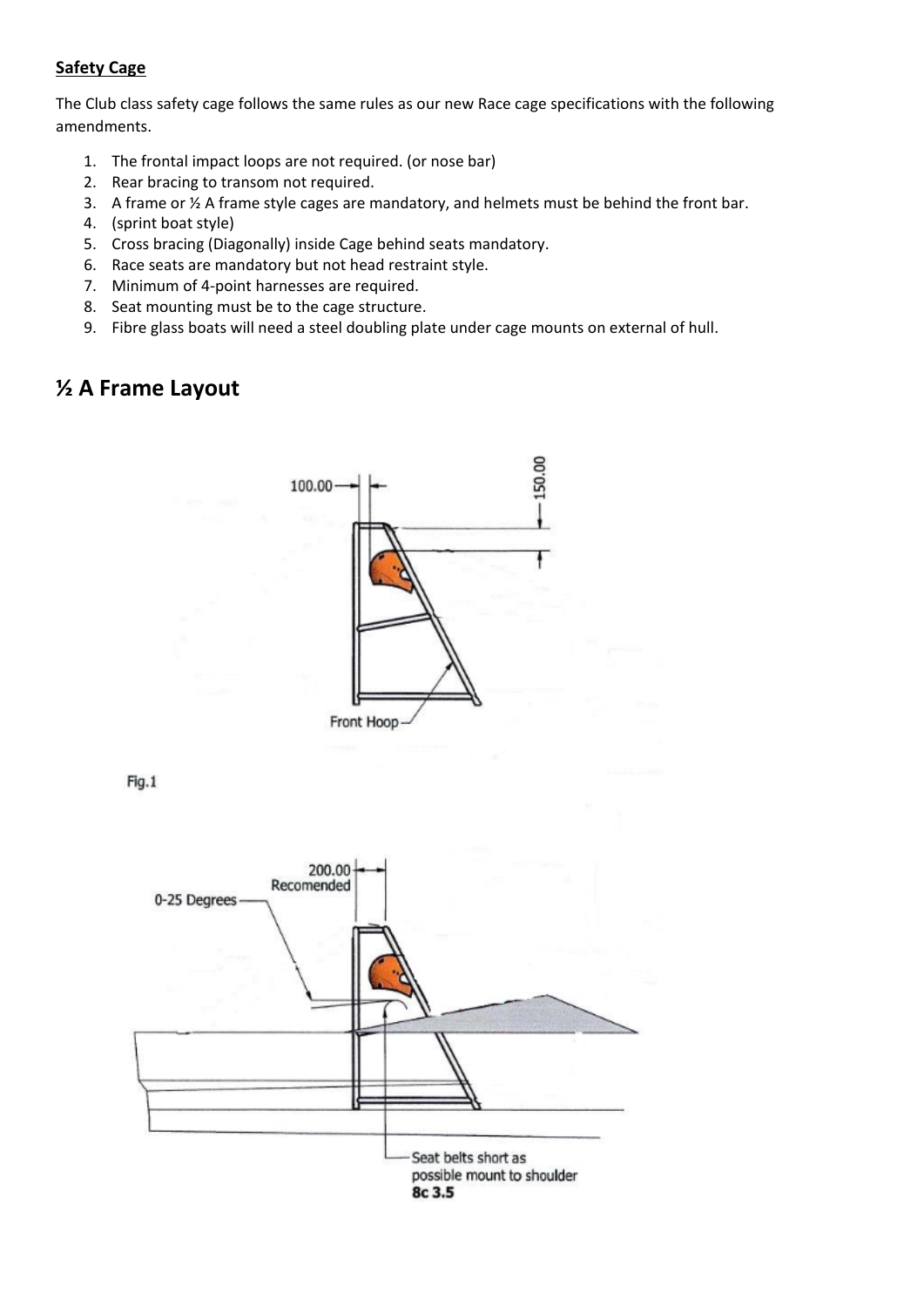**Safety Cage**

The Club class safety cage follows the same rules as our new Race cage specifications with the following amendments.

1. The frontal impact loops are not required. (or nose bar)
2. Rear bracing to transom not required.
3. A frame or ½ A frame style cages are mandatory, and helmets must be behind the front bar.
4. (sprint boat style)
5. Cross bracing (Diagonally) inside Cage behind seats mandatory.
6. Race seats are mandatory but not head restraint style.
7. Minimum of 4-point harnesses are required.
8. Seat mounting must be to the cage structure.
9. Fibre glass boats will need a steel doubling plate under cage mounts on external of hull.

## ½ A Frame Layout

100.00

150.00

Front Hoop

Fig.1

200.00 Recomended

0-25 Degrees

Seat belts short as possible mount to shoulder **8c 3.5**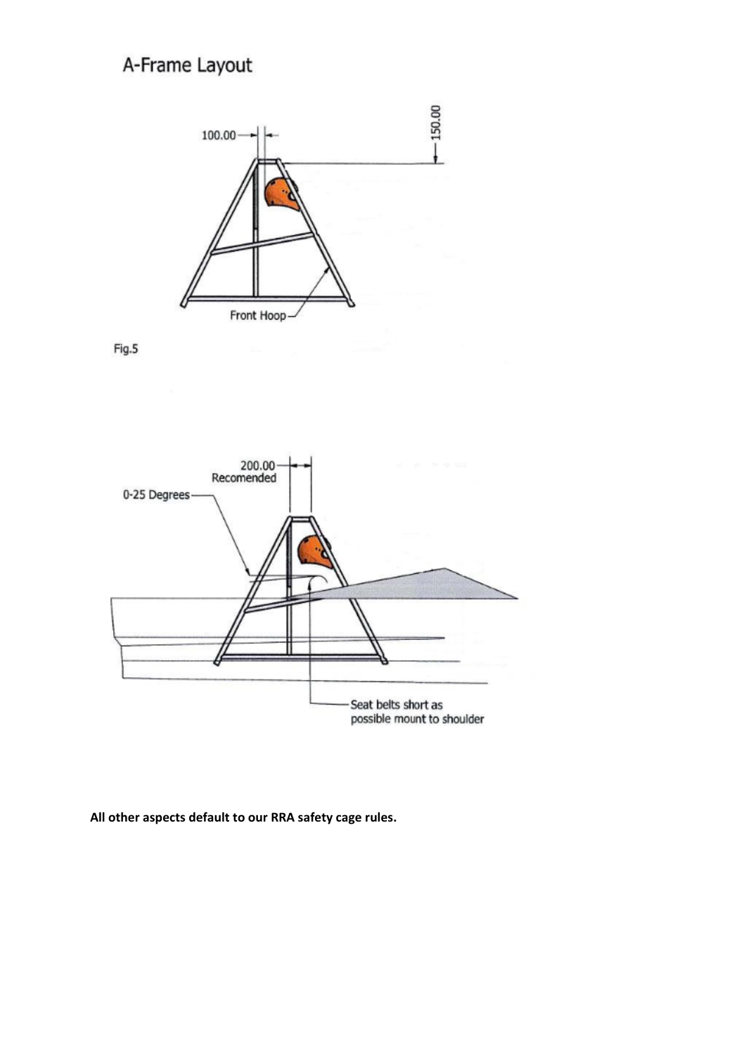# A-Frame Layout

100.00

150.00

Front Hoop

Fig.5

200.00
Recomended

0-25 Degrees

Seat belts short as possible mount to shoulder

**All other aspects default to our RRA safety cage rules.**